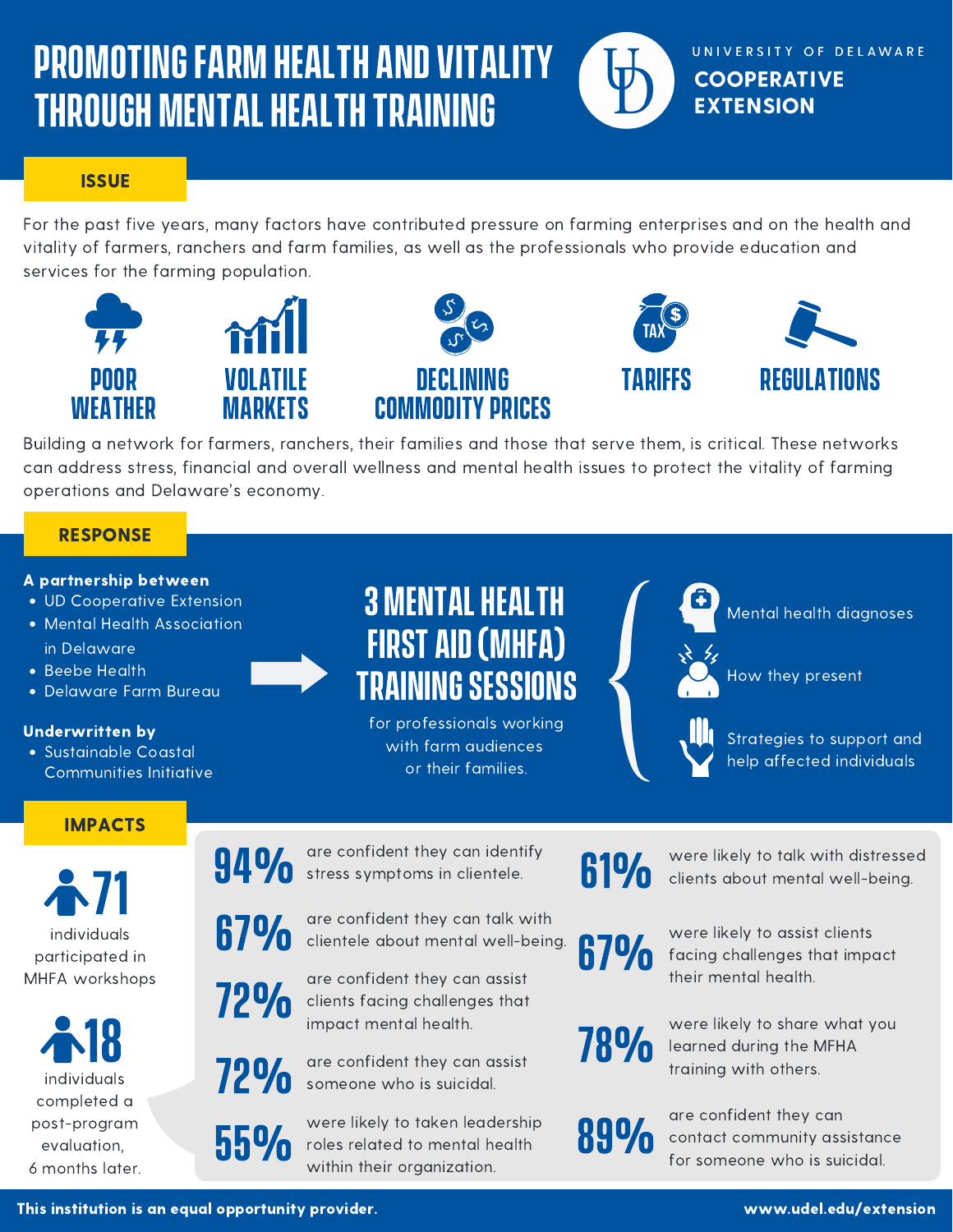# PROMOTING FARM HEALTH AND VITALITY THROUGH MENTAL HEALTH TRAINING

UNIVERSITY OF DELAWARE
**COOPERATIVE EXTENSION**

## ISSUE

For the past five years, many factors have contributed pressure on farming enterprises and on the health and vitality of farmers, ranchers and farm families, as well as the professionals who provide education and services for the farming population.

- POOR WEATHER
- VOLATILE MARKETS
- DECLINING COMMODITY PRICES
- TARIFFS
- REGULATIONS

Building a network for farmers, ranchers, their families and those that serve them, is critical. These networks can address stress, financial and overall wellness and mental health issues to protect the vitality of farming operations and Delaware's economy.

## RESPONSE

**A partnership between**

- UD Cooperative Extension
- Mental Health Association in Delaware
- Beebe Health
- Delaware Farm Bureau

**Underwritten by**

- Sustainable Coastal Communities Initiative

### 3 MENTAL HEALTH FIRST AID (MHFA) TRAINING SESSIONS

for professionals working with farm audiences or their families.

- Mental health diagnoses
- How they present
- Strategies to support and help affected individuals

## IMPACTS

**71** individuals participated in MHFA workshops

**18** individuals completed a post-program evaluation, 6 months later.

- **94%** are confident they can identify stress symptoms in clientele.
- **67%** are confident they can talk with clientele about mental well-being.
- **72%** are confident they can assist clients facing challenges that impact mental health.
- **72%** are confident they can assist someone who is suicidal.
- **55%** were likely to taken leadership roles related to mental health within their organization.
- **61%** were likely to talk with distressed clients about mental well-being.
- **67%** were likely to assist clients facing challenges that impact their mental health.
- **78%** were likely to share what you learned during the MFHA training with others.
- **89%** are confident they can contact community assistance for someone who is suicidal.

This institution is an equal opportunity provider.

www.udel.edu/extension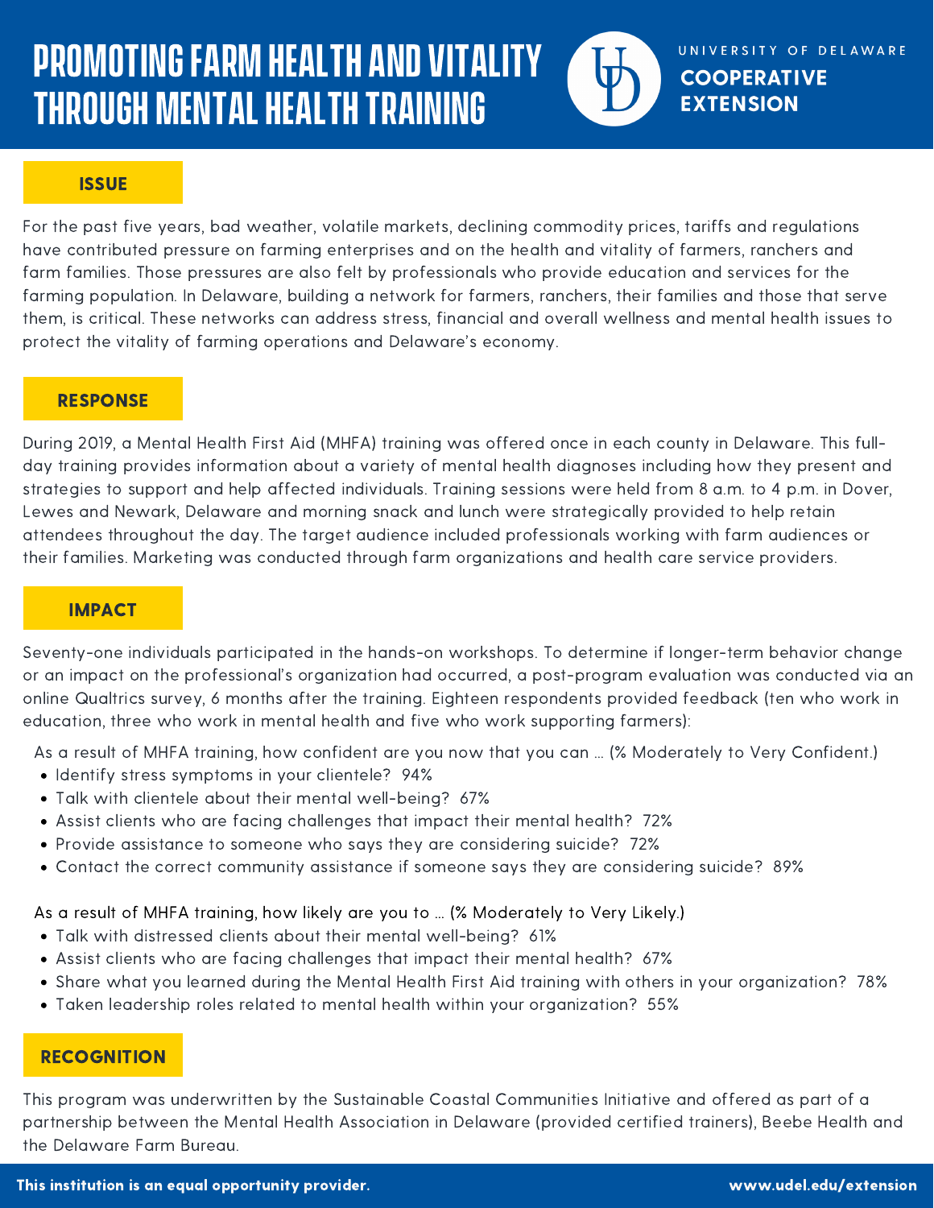# PROMOTING FARM HEALTH AND VITALITY THROUGH MENTAL HEALTH TRAINING

UNIVERSITY OF DELAWARE
**COOPERATIVE EXTENSION**

## ISSUE

For the past five years, bad weather, volatile markets, declining commodity prices, tariffs and regulations have contributed pressure on farming enterprises and on the health and vitality of farmers, ranchers and farm families. Those pressures are also felt by professionals who provide education and services for the farming population. In Delaware, building a network for farmers, ranchers, their families and those that serve them, is critical. These networks can address stress, financial and overall wellness and mental health issues to protect the vitality of farming operations and Delaware's economy.

## RESPONSE

During 2019, a Mental Health First Aid (MHFA) training was offered once in each county in Delaware. This full-day training provides information about a variety of mental health diagnoses including how they present and strategies to support and help affected individuals. Training sessions were held from 8 a.m. to 4 p.m. in Dover, Lewes and Newark, Delaware and morning snack and lunch were strategically provided to help retain attendees throughout the day. The target audience included professionals working with farm audiences or their families. Marketing was conducted through farm organizations and health care service providers.

## IMPACT

Seventy-one individuals participated in the hands-on workshops. To determine if longer-term behavior change or an impact on the professional's organization had occurred, a post-program evaluation was conducted via an online Qualtrics survey, 6 months after the training. Eighteen respondents provided feedback (ten who work in education, three who work in mental health and five who work supporting farmers):

As a result of MHFA training, how confident are you now that you can ... (% Moderately to Very Confident.)

- Identify stress symptoms in your clientele? 94%
- Talk with clientele about their mental well-being? 67%
- Assist clients who are facing challenges that impact their mental health? 72%
- Provide assistance to someone who says they are considering suicide? 72%
- Contact the correct community assistance if someone says they are considering suicide? 89%

As a result of MHFA training, how likely are you to ... (% Moderately to Very Likely.)

- Talk with distressed clients about their mental well-being? 61%
- Assist clients who are facing challenges that impact their mental health? 67%
- Share what you learned during the Mental Health First Aid training with others in your organization? 78%
- Taken leadership roles related to mental health within your organization? 55%

## RECOGNITION

This program was underwritten by the Sustainable Coastal Communities Initiative and offered as part of a partnership between the Mental Health Association in Delaware (provided certified trainers), Beebe Health and the Delaware Farm Bureau.

**This institution is an equal opportunity provider.** **www.udel.edu/extension**